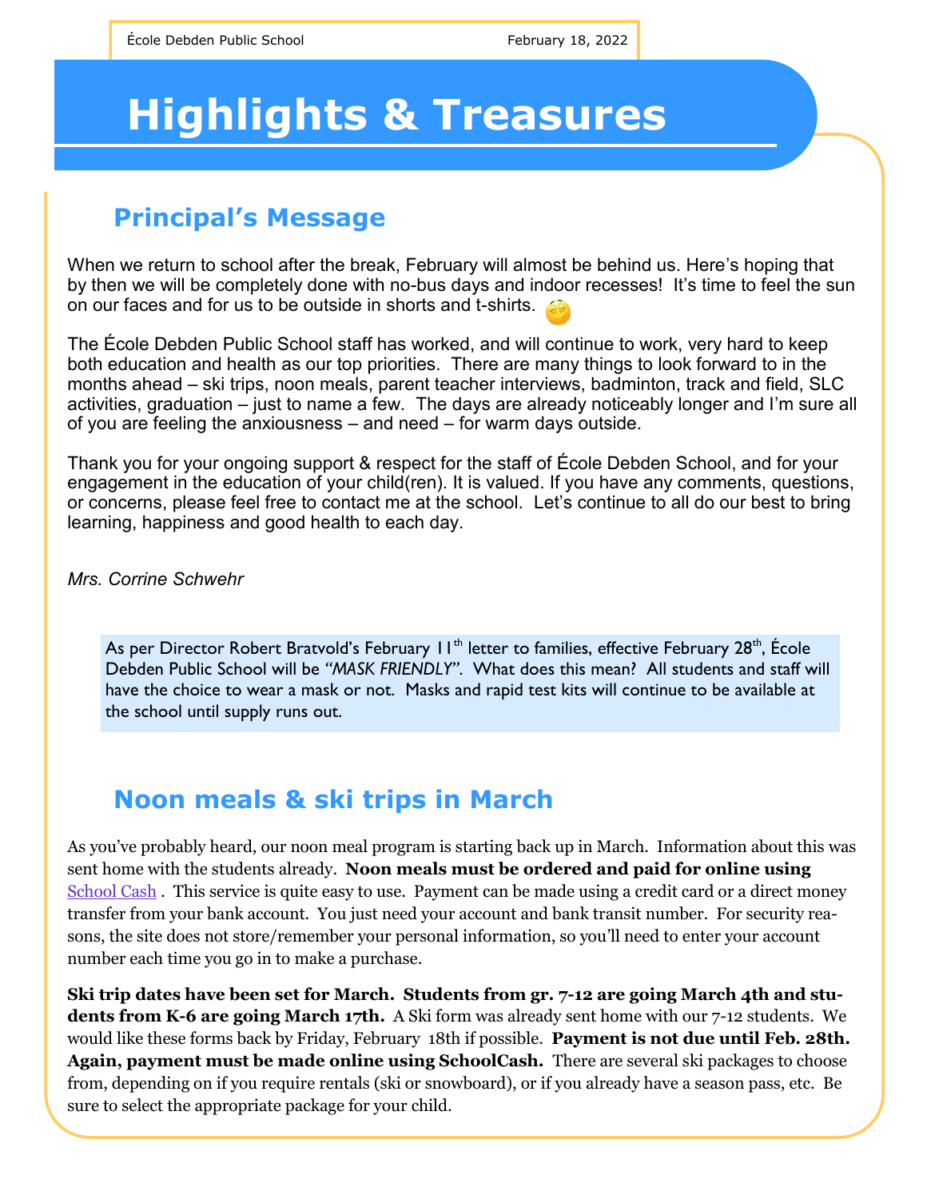École Debden Public School February 18, 2022

# Highlights & Treasures

## Principal's Message

When we return to school after the break, February will almost be behind us. Here's hoping that by then we will be completely done with no-bus days and indoor recesses! It's time to feel the sun on our faces and for us to be outside in shorts and t-shirts.

The École Debden Public School staff has worked, and will continue to work, very hard to keep both education and health as our top priorities. There are many things to look forward to in the months ahead – ski trips, noon meals, parent teacher interviews, badminton, track and field, SLC activities, graduation – just to name a few. The days are already noticeably longer and I'm sure all of you are feeling the anxiousness – and need – for warm days outside.

Thank you for your ongoing support & respect for the staff of École Debden School, and for your engagement in the education of your child(ren). It is valued. If you have any comments, questions, or concerns, please feel free to contact me at the school. Let's continue to all do our best to bring learning, happiness and good health to each day.

*Mrs. Corrine Schwehr*

As per Director Robert Bratvold's February 11th letter to families, effective February 28th, École Debden Public School will be *"MASK FRIENDLY"*. What does this mean? All students and staff will have the choice to wear a mask or not. Masks and rapid test kits will continue to be available at the school until supply runs out.

## Noon meals & ski trips in March

As you've probably heard, our noon meal program is starting back up in March. Information about this was sent home with the students already. **Noon meals must be ordered and paid for online using** School Cash . This service is quite easy to use. Payment can be made using a credit card or a direct money transfer from your bank account. You just need your account and bank transit number. For security reasons, the site does not store/remember your personal information, so you'll need to enter your account number each time you go in to make a purchase.

**Ski trip dates have been set for March. Students from gr. 7-12 are going March 4th and students from K-6 are going March 17th.** A Ski form was already sent home with our 7-12 students. We would like these forms back by Friday, February 18th if possible. **Payment is not due until Feb. 28th. Again, payment must be made online using SchoolCash.** There are several ski packages to choose from, depending on if you require rentals (ski or snowboard), or if you already have a season pass, etc. Be sure to select the appropriate package for your child.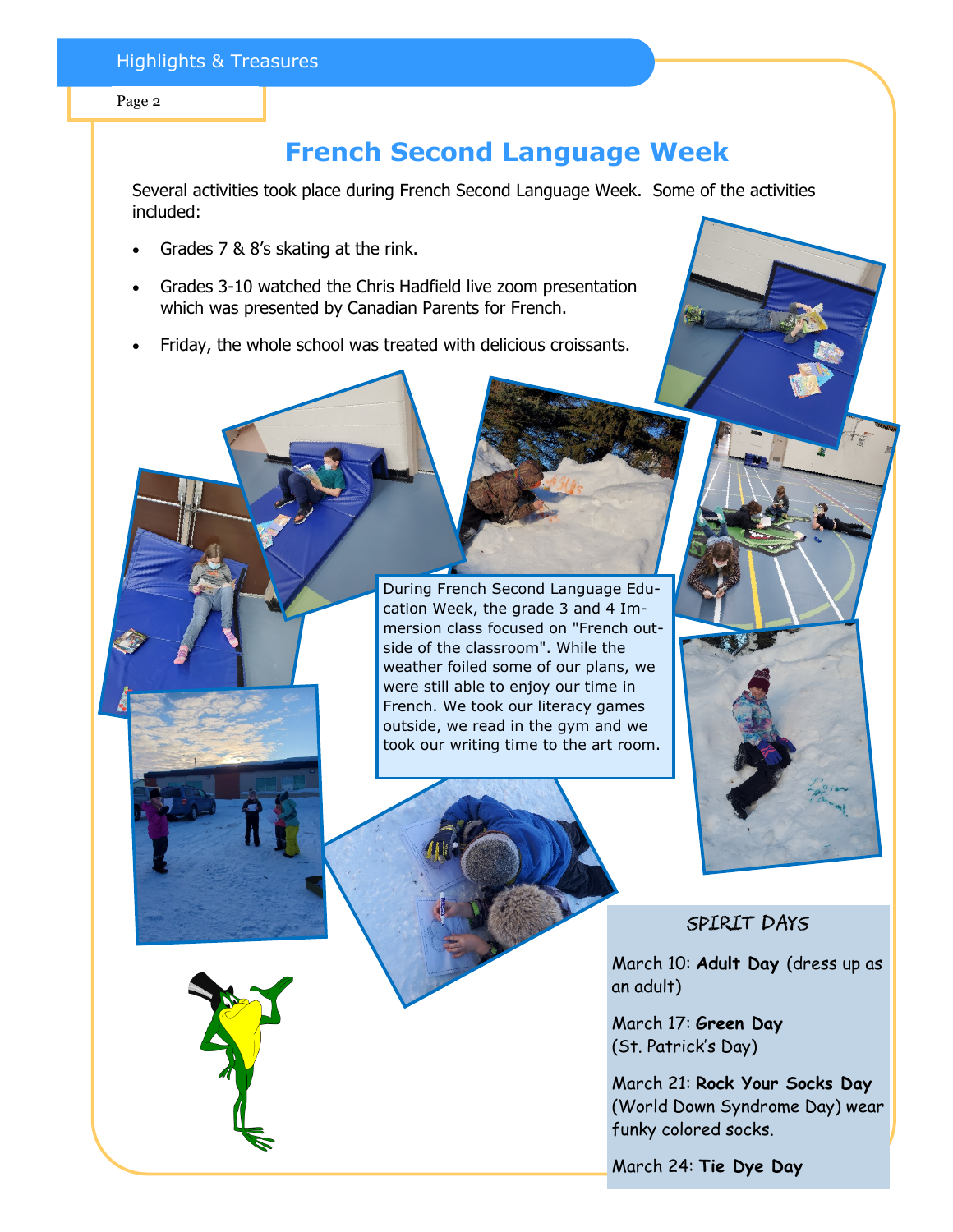# French Second Language Week

Several activities took place during French Second Language Week. Some of the activities included:

- Grades 7 & 8's skating at the rink.
- Grades 3-10 watched the Chris Hadfield live zoom presentation which was presented by Canadian Parents for French.
- Friday, the whole school was treated with delicious croissants.

During French Second Language Education Week, the grade 3 and 4 Immersion class focused on "French outside of the classroom". While the weather foiled some of our plans, we were still able to enjoy our time in French. We took our literacy games outside, we read in the gym and we took our writing time to the art room.

## SPIRIT DAYS

March 10: **Adult Day** (dress up as an adult)

March 17: **Green Day** (St. Patrick's Day)

March 21: **Rock Your Socks Day** (World Down Syndrome Day) wear funky colored socks.

March 24: **Tie Dye Day**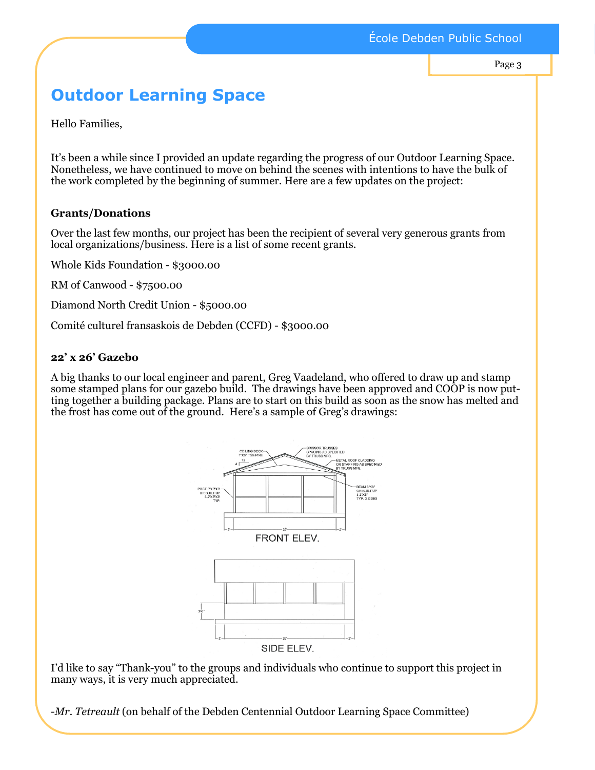# Outdoor Learning Space

Hello Families,

It's been a while since I provided an update regarding the progress of our Outdoor Learning Space. Nonetheless, we have continued to move on behind the scenes with intentions to have the bulk of the work completed by the beginning of summer. Here are a few updates on the project:

**Grants/Donations**

Over the last few months, our project has been the recipient of several very generous grants from local organizations/business. Here is a list of some recent grants.

Whole Kids Foundation - $3000.00

RM of Canwood - $7500.00

Diamond North Credit Union - $5000.00

Comité culturel fransaskois de Debden (CCFD) - $3000.00

**22' x 26' Gazebo**

A big thanks to our local engineer and parent, Greg Vaadeland, who offered to draw up and stamp some stamped plans for our gazebo build. The drawings have been approved and COOP is now putting together a building package. Plans are to start on this build as soon as the snow has melted and the frost has come out of the ground. Here's a sample of Greg's drawings:

CEILING DECK 1"X6" T&G PINE

SCISSOR TRUSSES SPACING AS SPECIFIED BY TRUSS MFG.

METAL ROOF CLADDING ON STAPPING AS SPECIFIED BY TRUSS MFG.

POST 6"X6"X8' OR BUILT UP 3-2"X6"X8' TYP.

BEAM 6"X8" OR BUILT UP 3-2'X8" TYP. 3 SIDES

2' 22' 2'

FRONT ELEV.

3'-6"

2' 26' 2'

SIDE ELEV.

I'd like to say "Thank-you" to the groups and individuals who continue to support this project in many ways, it is very much appreciated.

-*Mr. Tetreault* (on behalf of the Debden Centennial Outdoor Learning Space Committee)